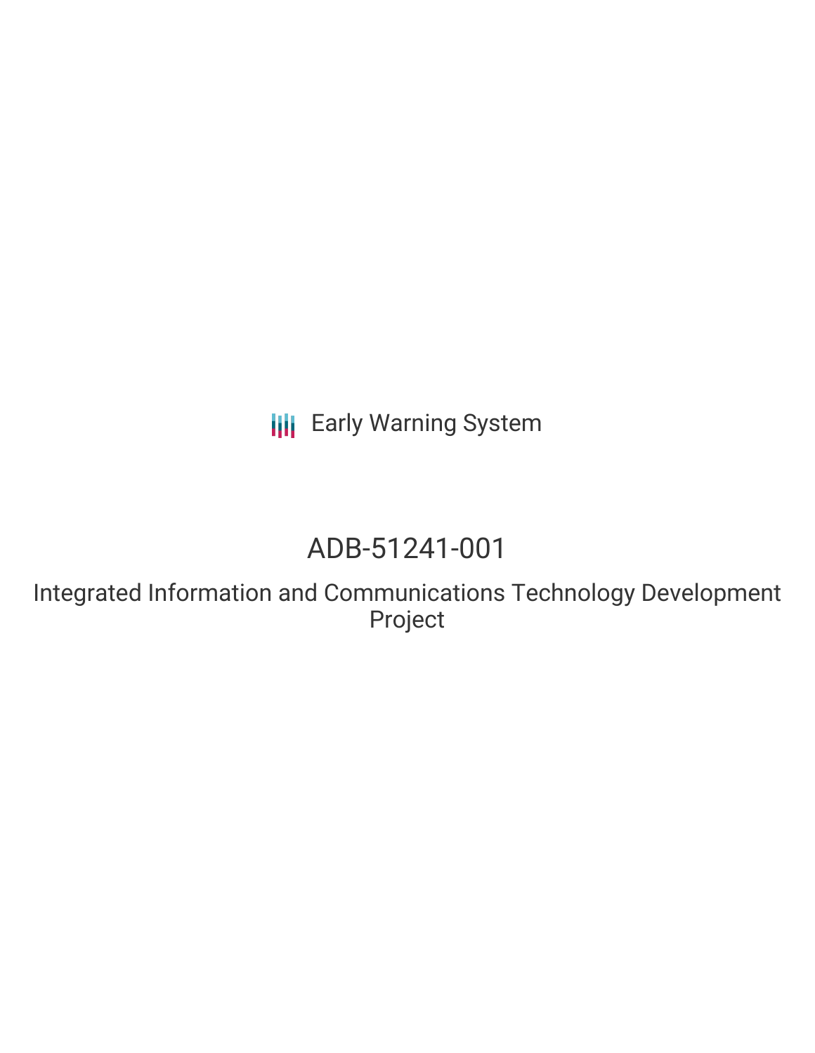Early Warning System

# ADB-51241-001

## Integrated Information and Communications Technology Development Project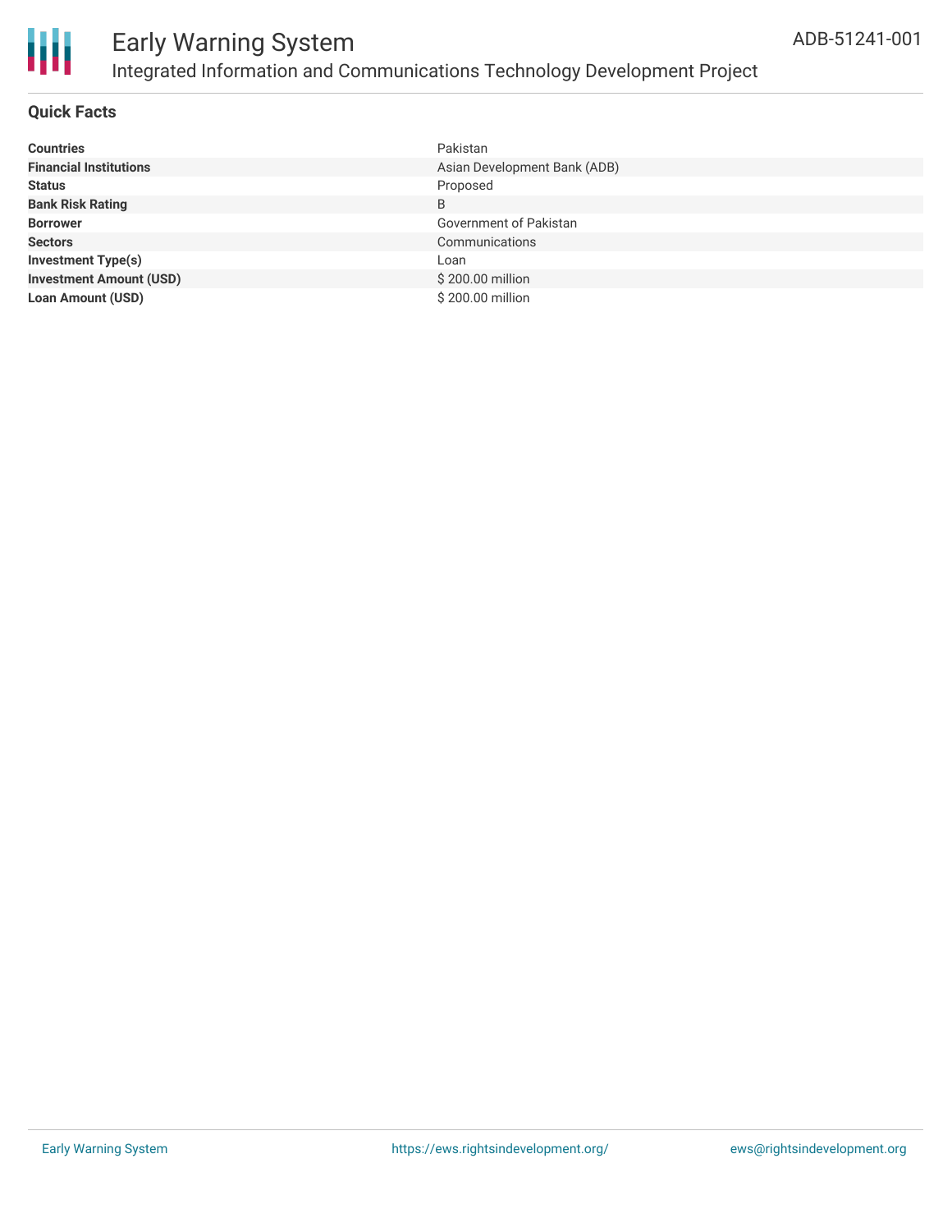# Early Warning System

## Integrated Information and Communications Technology Development Project

ADB-51241-001

### Quick Facts

| | |
|---|---|
| **Countries** | Pakistan |
| **Financial Institutions** | Asian Development Bank (ADB) |
| **Status** | Proposed |
| **Bank Risk Rating** | B |
| **Borrower** | Government of Pakistan |
| **Sectors** | Communications |
| **Investment Type(s)** | Loan |
| **Investment Amount (USD)** | $ 200.00 million |
| **Loan Amount (USD)** | $ 200.00 million |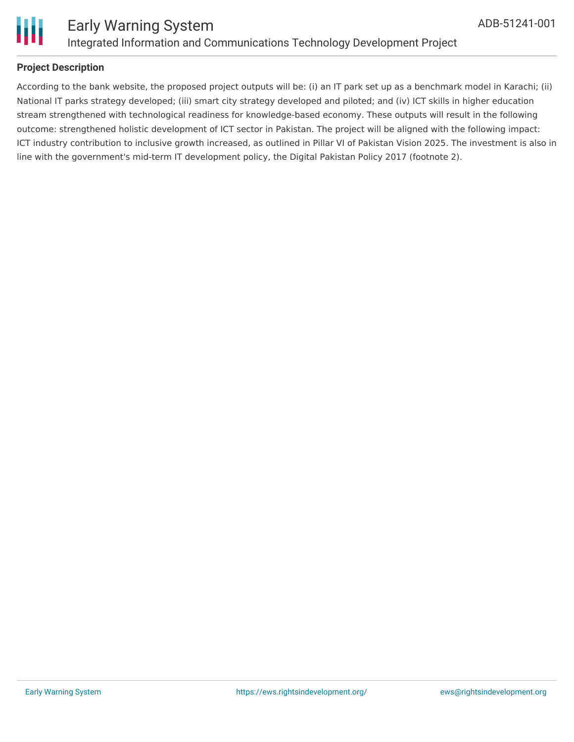**Project Description**

According to the bank website, the proposed project outputs will be: (i) an IT park set up as a benchmark model in Karachi; (ii) National IT parks strategy developed; (iii) smart city strategy developed and piloted; and (iv) ICT skills in higher education stream strengthened with technological readiness for knowledge-based economy. These outputs will result in the following outcome: strengthened holistic development of ICT sector in Pakistan. The project will be aligned with the following impact: ICT industry contribution to inclusive growth increased, as outlined in Pillar VI of Pakistan Vision 2025. The investment is also in line with the government's mid-term IT development policy, the Digital Pakistan Policy 2017 (footnote 2).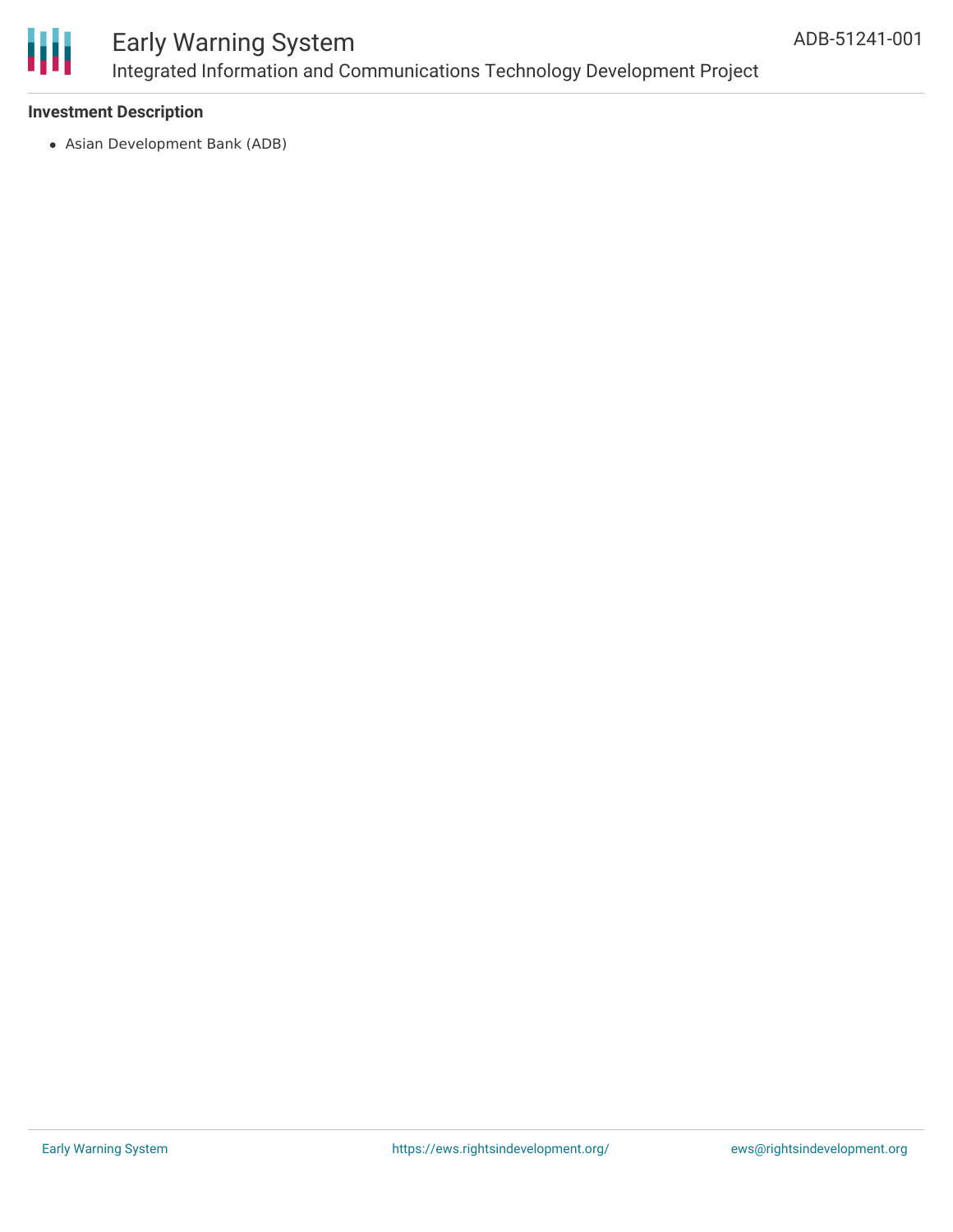**Investment Description**

- Asian Development Bank (ADB)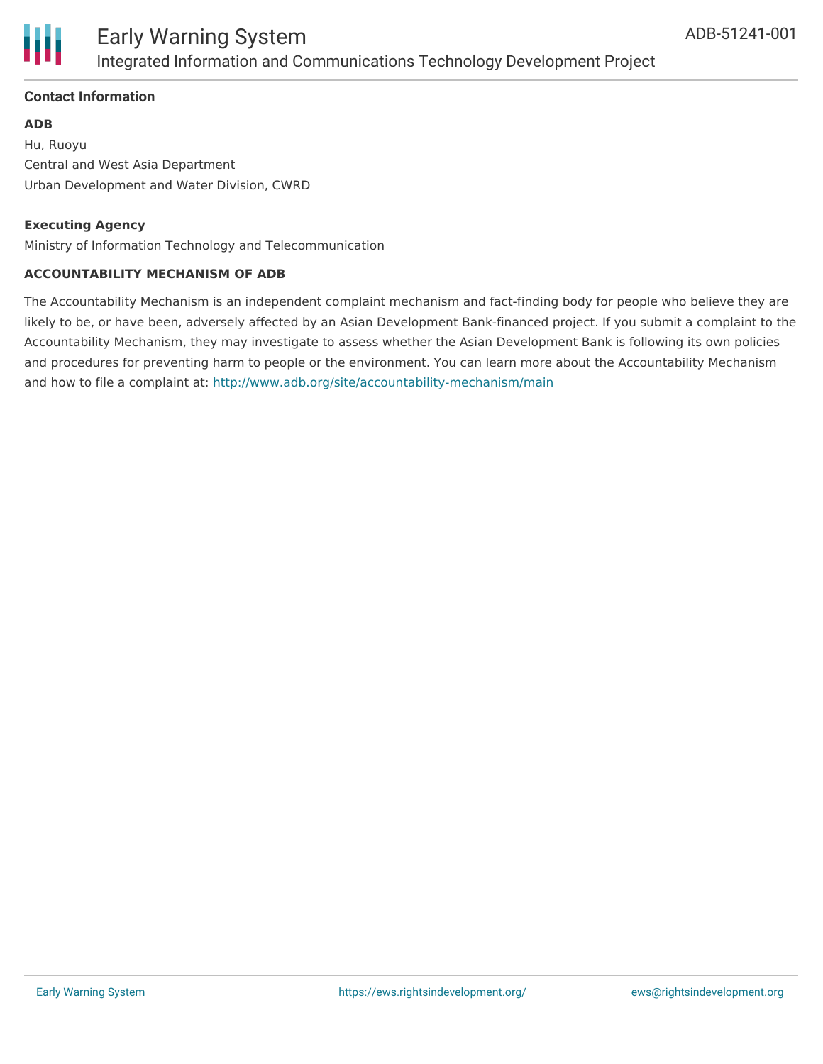## Contact Information

**ADB**

Hu, Ruoyu
Central and West Asia Department
Urban Development and Water Division, CWRD

**Executing Agency**

Ministry of Information Technology and Telecommunication

**ACCOUNTABILITY MECHANISM OF ADB**

The Accountability Mechanism is an independent complaint mechanism and fact-finding body for people who believe they are likely to be, or have been, adversely affected by an Asian Development Bank-financed project. If you submit a complaint to the Accountability Mechanism, they may investigate to assess whether the Asian Development Bank is following its own policies and procedures for preventing harm to people or the environment. You can learn more about the Accountability Mechanism and how to file a complaint at: http://www.adb.org/site/accountability-mechanism/main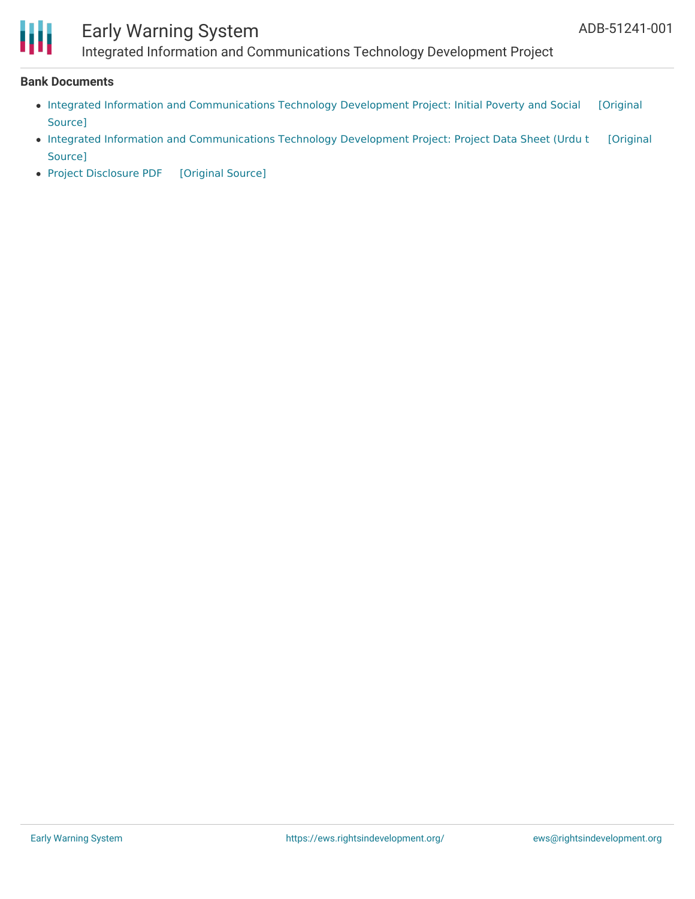**Bank Documents**

- Integrated Information and Communications Technology Development Project: Initial Poverty and Social [Original Source]
- Integrated Information and Communications Technology Development Project: Project Data Sheet (Urdu t [Original Source]
- Project Disclosure PDF [Original Source]